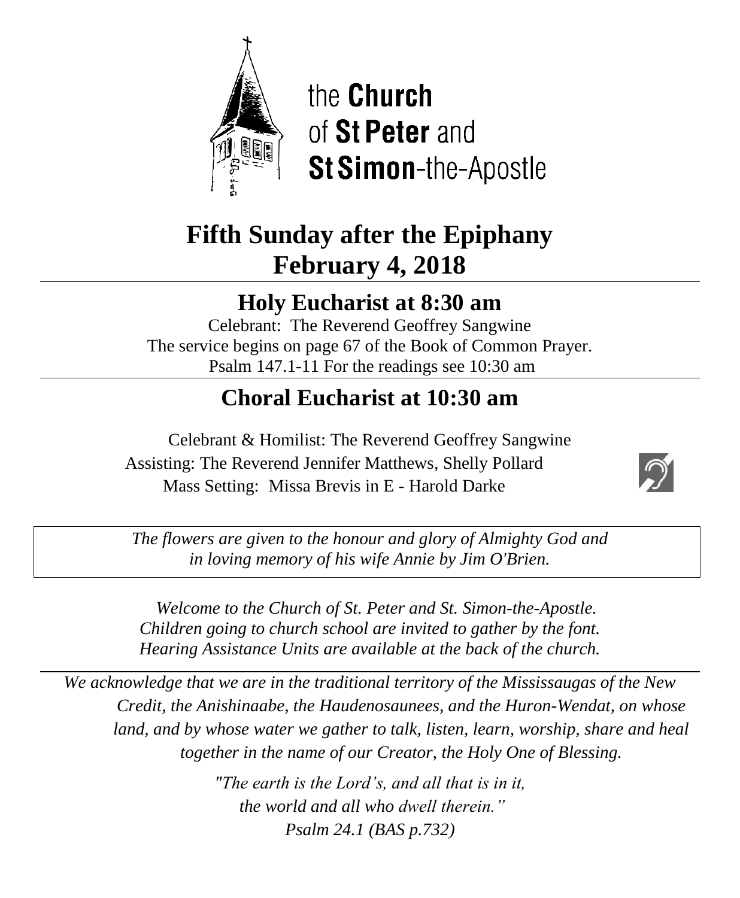the **Church**
of **St Peter** and
**St Simon**-the-Apostle

# Fifth Sunday after the Epiphany
# February 4, 2018

## Holy Eucharist at 8:30 am

Celebrant: The Reverend Geoffrey Sangwine
The service begins on page 67 of the Book of Common Prayer.
Psalm 147.1-11 For the readings see 10:30 am

## Choral Eucharist at 10:30 am

Celebrant & Homilist: The Reverend Geoffrey Sangwine
Assisting: The Reverend Jennifer Matthews, Shelly Pollard
Mass Setting: Missa Brevis in E - Harold Darke

*The flowers are given to the honour and glory of Almighty God and in loving memory of his wife Annie by Jim O'Brien.*

*Welcome to the Church of St. Peter and St. Simon-the-Apostle.*
*Children going to church school are invited to gather by the font.*
*Hearing Assistance Units are available at the back of the church.*

*We acknowledge that we are in the traditional territory of the Mississaugas of the New Credit, the Anishinaabe, the Haudenosaunees, and the Huron-Wendat, on whose land, and by whose water we gather to talk, listen, learn, worship, share and heal together in the name of our Creator, the Holy One of Blessing.*

*"The earth is the Lord's, and all that is in it,*
*the world and all who dwell therein."*
*Psalm 24.1 (BAS p.732)*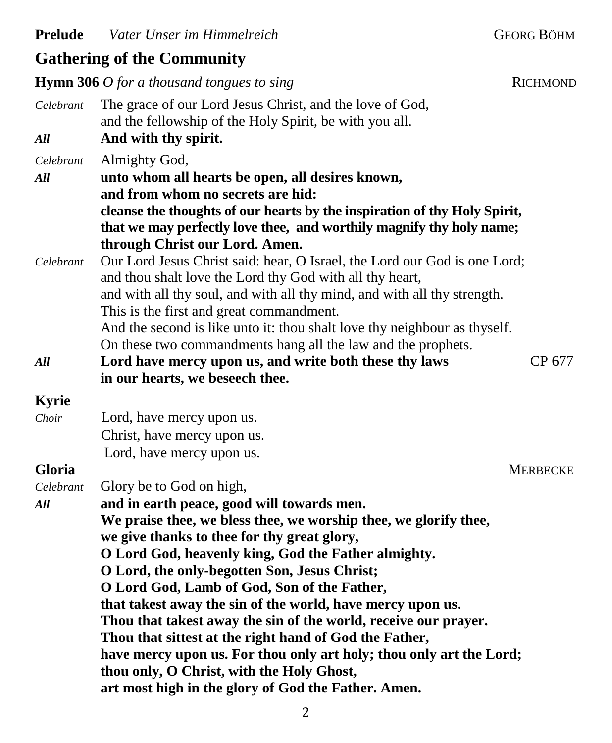**Prelude** *Vater Unser im Himmelreich* GEORG BÖHM

## Gathering of the Community

**Hymn 306** *O for a thousand tongues to sing* RICHMOND

*Celebrant* The grace of our Lord Jesus Christ, and the love of God,
and the fellowship of the Holy Spirit, be with you all.

***All*** **And with thy spirit.**

*Celebrant* Almighty God,

***All*** **unto whom all hearts be open, all desires known,**
**and from whom no secrets are hid:**
**cleanse the thoughts of our hearts by the inspiration of thy Holy Spirit,**
**that we may perfectly love thee, and worthily magnify thy holy name;**
**through Christ our Lord. Amen.**

*Celebrant* Our Lord Jesus Christ said: hear, O Israel, the Lord our God is one Lord;
and thou shalt love the Lord thy God with all thy heart,
and with all thy soul, and with all thy mind, and with all thy strength.
This is the first and great commandment.
And the second is like unto it: thou shalt love thy neighbour as thyself.
On these two commandments hang all the law and the prophets.

***All*** **Lord have mercy upon us, and write both these thy laws** CP 677
**in our hearts, we beseech thee.**

**Kyrie**

*Choir* Lord, have mercy upon us.
Christ, have mercy upon us.
Lord, have mercy upon us.

**Gloria** MERBECKE

*Celebrant* Glory be to God on high,

***All*** **and in earth peace, good will towards men.**
**We praise thee, we bless thee, we worship thee, we glorify thee,**
**we give thanks to thee for thy great glory,**
**O Lord God, heavenly king, God the Father almighty.**
**O Lord, the only-begotten Son, Jesus Christ;**
**O Lord God, Lamb of God, Son of the Father,**
**that takest away the sin of the world, have mercy upon us.**
**Thou that takest away the sin of the world, receive our prayer.**
**Thou that sittest at the right hand of God the Father,**
**have mercy upon us. For thou only art holy; thou only art the Lord;**
**thou only, O Christ, with the Holy Ghost,**
**art most high in the glory of God the Father. Amen.**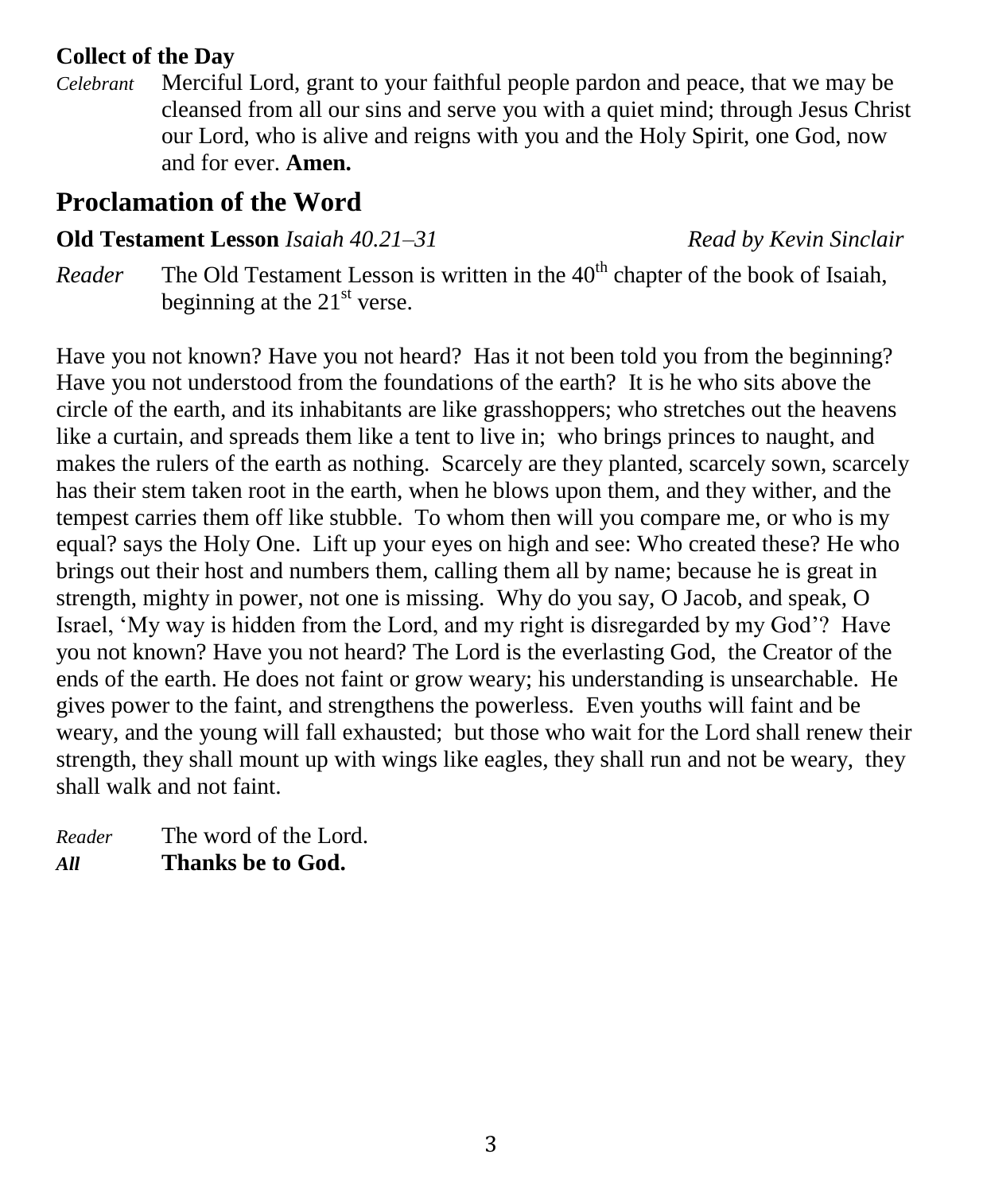**Collect of the Day**

*Celebrant* Merciful Lord, grant to your faithful people pardon and peace, that we may be cleansed from all our sins and serve you with a quiet mind; through Jesus Christ our Lord, who is alive and reigns with you and the Holy Spirit, one God, now and for ever. **Amen.**

## Proclamation of the Word

**Old Testament Lesson** *Isaiah 40.21–31* *Read by Kevin Sinclair*

*Reader* The Old Testament Lesson is written in the 40th chapter of the book of Isaiah, beginning at the 21st verse.

Have you not known? Have you not heard? Has it not been told you from the beginning? Have you not understood from the foundations of the earth? It is he who sits above the circle of the earth, and its inhabitants are like grasshoppers; who stretches out the heavens like a curtain, and spreads them like a tent to live in; who brings princes to naught, and makes the rulers of the earth as nothing. Scarcely are they planted, scarcely sown, scarcely has their stem taken root in the earth, when he blows upon them, and they wither, and the tempest carries them off like stubble. To whom then will you compare me, or who is my equal? says the Holy One. Lift up your eyes on high and see: Who created these? He who brings out their host and numbers them, calling them all by name; because he is great in strength, mighty in power, not one is missing. Why do you say, O Jacob, and speak, O Israel, 'My way is hidden from the Lord, and my right is disregarded by my God'? Have you not known? Have you not heard? The Lord is the everlasting God, the Creator of the ends of the earth. He does not faint or grow weary; his understanding is unsearchable. He gives power to the faint, and strengthens the powerless. Even youths will faint and be weary, and the young will fall exhausted; but those who wait for the Lord shall renew their strength, they shall mount up with wings like eagles, they shall run and not be weary, they shall walk and not faint.

*Reader* The word of the Lord.
***All*** **Thanks be to God.**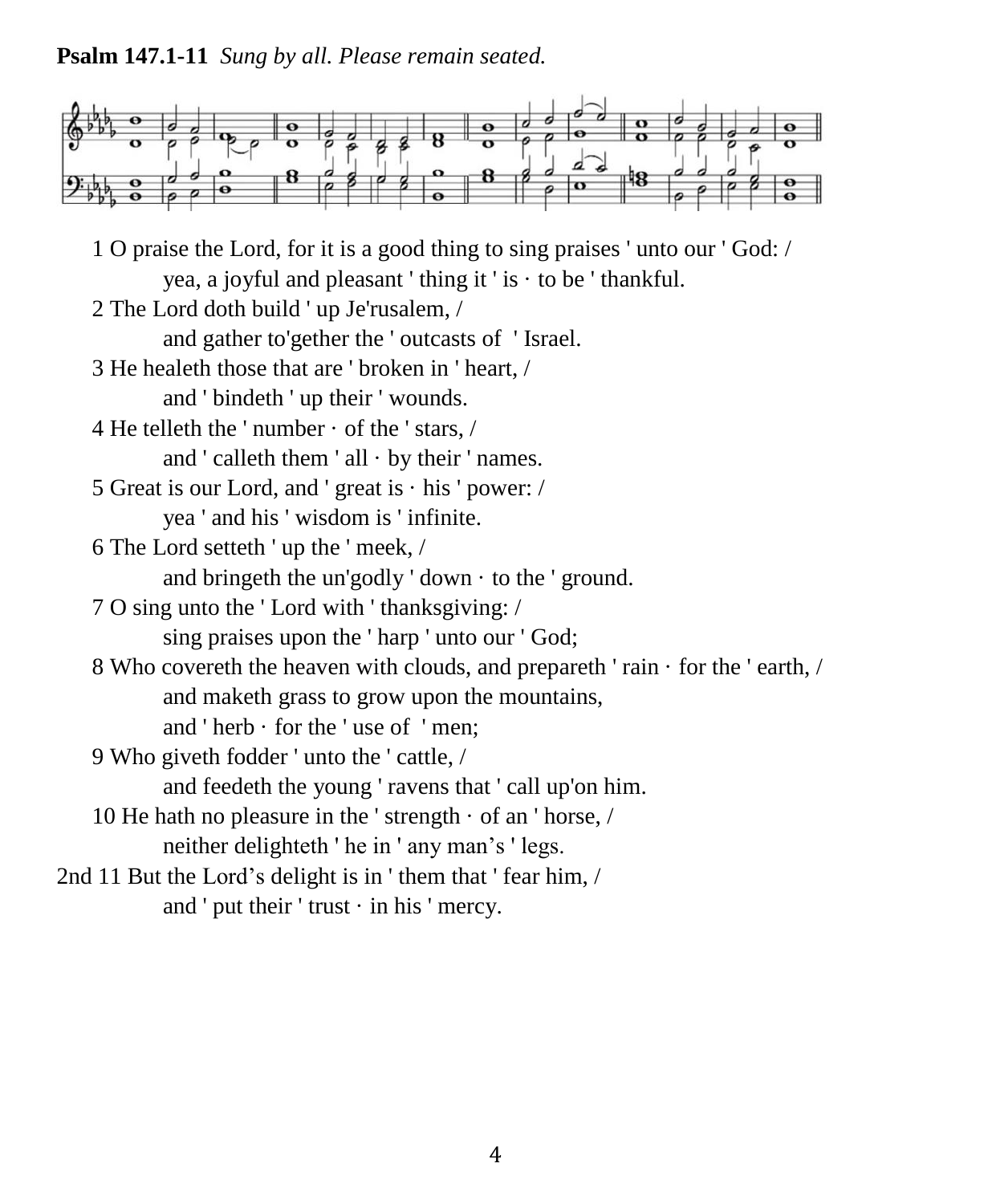**Psalm 147.1-11** *Sung by all. Please remain seated.*

1 O praise the Lord, for it is a good thing to sing praises ' unto our ' God: /
    yea, a joyful and pleasant ' thing it ' is · to be ' thankful.

2 The Lord doth build ' up Je'rusalem, /
    and gather to'gether the ' outcasts of ' Israel.

3 He healeth those that are ' broken in ' heart, /
    and ' bindeth ' up their ' wounds.

4 He telleth the ' number · of the ' stars, /
    and ' calleth them ' all · by their ' names.

5 Great is our Lord, and ' great is · his ' power: /
    yea ' and his ' wisdom is ' infinite.

6 The Lord setteth ' up the ' meek, /
    and bringeth the un'godly ' down · to the ' ground.

7 O sing unto the ' Lord with ' thanksgiving: /
    sing praises upon the ' harp ' unto our ' God;

8 Who covereth the heaven with clouds, and prepareth ' rain · for the ' earth, /
    and maketh grass to grow upon the mountains,
    and ' herb · for the ' use of ' men;

9 Who giveth fodder ' unto the ' cattle, /
    and feedeth the young ' ravens that ' call up'on him.

10 He hath no pleasure in the ' strength · of an ' horse, /
    neither delighteth ' he in ' any man’s ' legs.

2nd 11 But the Lord’s delight is in ' them that ' fear him, /
    and ' put their ' trust · in his ' mercy.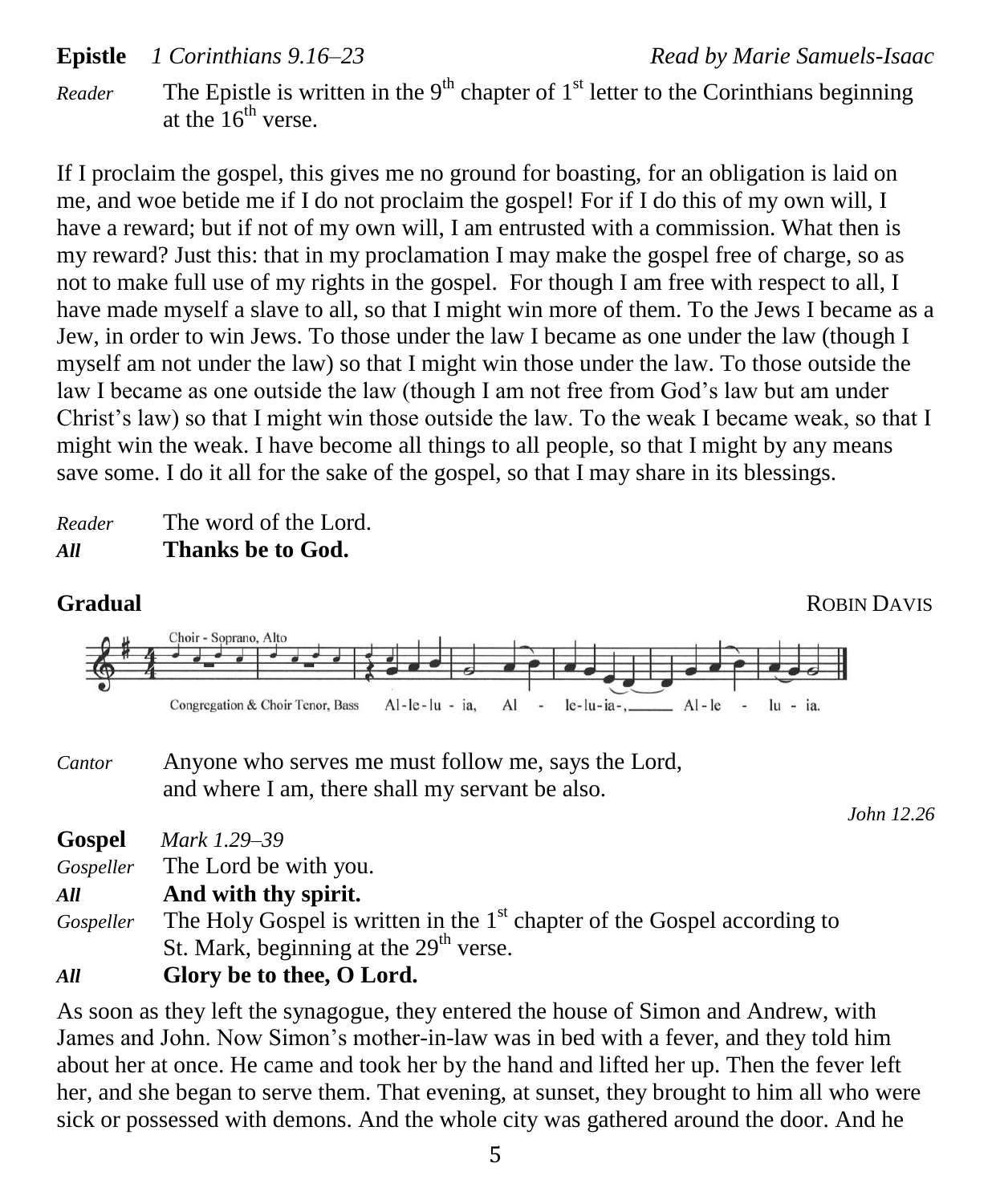**Epistle** *1 Corinthians 9.16–23* *Read by Marie Samuels-Isaac*

*Reader* The Epistle is written in the 9th chapter of 1st letter to the Corinthians beginning at the 16th verse.

If I proclaim the gospel, this gives me no ground for boasting, for an obligation is laid on me, and woe betide me if I do not proclaim the gospel! For if I do this of my own will, I have a reward; but if not of my own will, I am entrusted with a commission. What then is my reward? Just this: that in my proclamation I may make the gospel free of charge, so as not to make full use of my rights in the gospel. For though I am free with respect to all, I have made myself a slave to all, so that I might win more of them. To the Jews I became as a Jew, in order to win Jews. To those under the law I became as one under the law (though I myself am not under the law) so that I might win those under the law. To those outside the law I became as one outside the law (though I am not free from God's law but am under Christ's law) so that I might win those outside the law. To the weak I became weak, so that I might win the weak. I have become all things to all people, so that I might by any means save some. I do it all for the sake of the gospel, so that I may share in its blessings.

*Reader* The word of the Lord.
***All*** **Thanks be to God.**

**Gradual** ROBIN DAVIS

Choir - Soprano, Alto

Congregation & Choir Tenor, Bass Al-le-lu - ia, Al - le-lu-ia-, Al-le - lu - ia.

*Cantor* Anyone who serves me must follow me, says the Lord,
and where I am, there shall my servant be also.

*John 12.26*

**Gospel** *Mark 1.29–39*

*Gospeller* The Lord be with you.
***All*** **And with thy spirit.**
*Gospeller* The Holy Gospel is written in the 1st chapter of the Gospel according to St. Mark, beginning at the 29th verse.
***All*** **Glory be to thee, O Lord.**

As soon as they left the synagogue, they entered the house of Simon and Andrew, with James and John. Now Simon's mother-in-law was in bed with a fever, and they told him about her at once. He came and took her by the hand and lifted her up. Then the fever left her, and she began to serve them. That evening, at sunset, they brought to him all who were sick or possessed with demons. And the whole city was gathered around the door. And he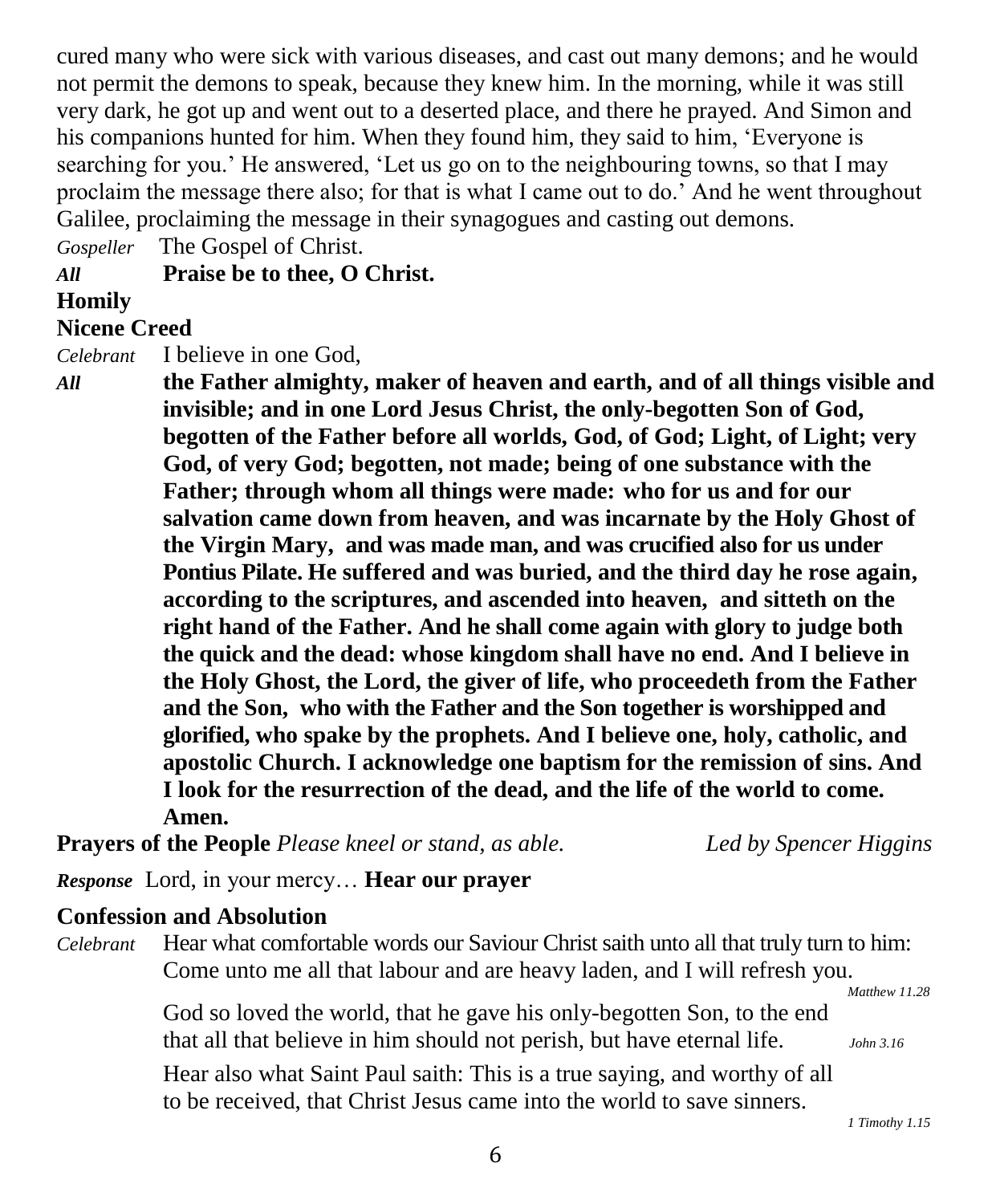cured many who were sick with various diseases, and cast out many demons; and he would not permit the demons to speak, because they knew him. In the morning, while it was still very dark, he got up and went out to a deserted place, and there he prayed. And Simon and his companions hunted for him. When they found him, they said to him, 'Everyone is searching for you.' He answered, 'Let us go on to the neighbouring towns, so that I may proclaim the message there also; for that is what I came out to do.' And he went throughout Galilee, proclaiming the message in their synagogues and casting out demons.

*Gospeller* The Gospel of Christ.

***All*** **Praise be to thee, O Christ.**

**Homily**

**Nicene Creed**

*Celebrant* I believe in one God,

***All*** **the Father almighty, maker of heaven and earth, and of all things visible and invisible; and in one Lord Jesus Christ, the only-begotten Son of God, begotten of the Father before all worlds, God, of God; Light, of Light; very God, of very God; begotten, not made; being of one substance with the Father; through whom all things were made: who for us and for our salvation came down from heaven, and was incarnate by the Holy Ghost of the Virgin Mary, and was made man, and was crucified also for us under Pontius Pilate. He suffered and was buried, and the third day he rose again, according to the scriptures, and ascended into heaven, and sitteth on the right hand of the Father. And he shall come again with glory to judge both the quick and the dead: whose kingdom shall have no end. And I believe in the Holy Ghost, the Lord, the giver of life, who proceedeth from the Father and the Son, who with the Father and the Son together is worshipped and glorified, who spake by the prophets. And I believe one, holy, catholic, and apostolic Church. I acknowledge one baptism for the remission of sins. And I look for the resurrection of the dead, and the life of the world to come. Amen.**

**Prayers of the People** *Please kneel or stand, as able.* *Led by Spencer Higgins*

***Response*** Lord, in your mercy… **Hear our prayer**

**Confession and Absolution**

*Celebrant* Hear what comfortable words our Saviour Christ saith unto all that truly turn to him: Come unto me all that labour and are heavy laden, and I will refresh you. *Matthew 11.28*

God so loved the world, that he gave his only-begotten Son, to the end that all that believe in him should not perish, but have eternal life. *John 3.16*

Hear also what Saint Paul saith: This is a true saying, and worthy of all to be received, that Christ Jesus came into the world to save sinners. *1 Timothy 1.15*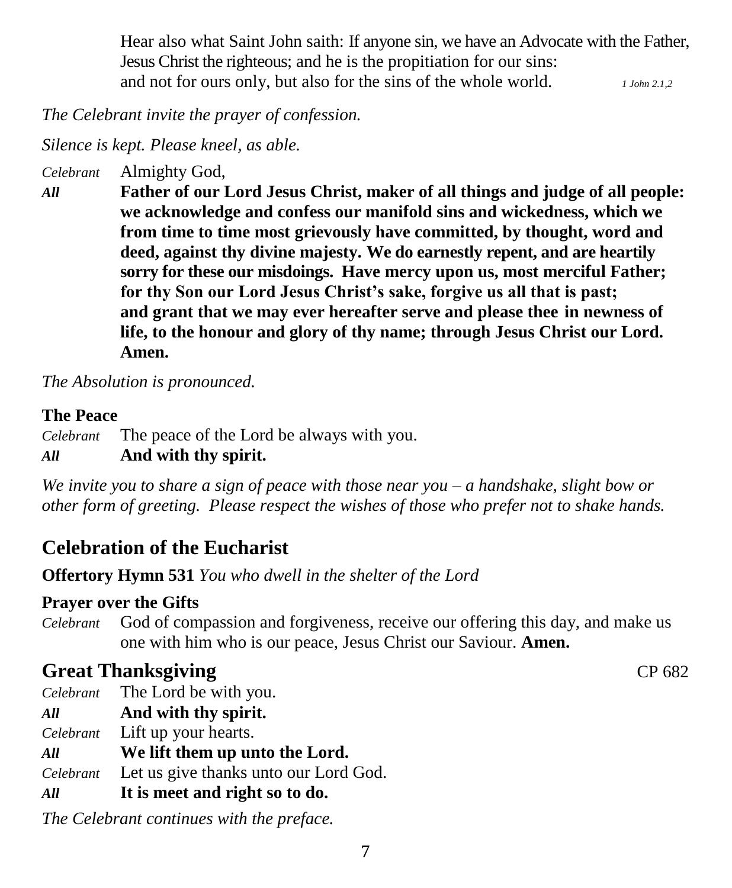Hear also what Saint John saith: If anyone sin, we have an Advocate with the Father, Jesus Christ the righteous; and he is the propitiation for our sins: and not for ours only, but also for the sins of the whole world. *1 John 2.1,2*

*The Celebrant invite the prayer of confession.*

*Silence is kept. Please kneel, as able.*

*Celebrant* Almighty God,

***All*** **Father of our Lord Jesus Christ, maker of all things and judge of all people: we acknowledge and confess our manifold sins and wickedness, which we from time to time most grievously have committed, by thought, word and deed, against thy divine majesty. We do earnestly repent, and are heartily sorry for these our misdoings. Have mercy upon us, most merciful Father; for thy Son our Lord Jesus Christ's sake, forgive us all that is past; and grant that we may ever hereafter serve and please thee in newness of life, to the honour and glory of thy name; through Jesus Christ our Lord. Amen.**

*The Absolution is pronounced.*

**The Peace**

*Celebrant* The peace of the Lord be always with you.

***All*** **And with thy spirit.**

*We invite you to share a sign of peace with those near you – a handshake, slight bow or other form of greeting. Please respect the wishes of those who prefer not to shake hands.*

## Celebration of the Eucharist

**Offertory Hymn 531** *You who dwell in the shelter of the Lord*

**Prayer over the Gifts**

*Celebrant* God of compassion and forgiveness, receive our offering this day, and make us one with him who is our peace, Jesus Christ our Saviour. **Amen.**

## Great Thanksgiving CP 682

*Celebrant* The Lord be with you.

***All*** **And with thy spirit.**

*Celebrant* Lift up your hearts.

***All*** **We lift them up unto the Lord.**

*Celebrant* Let us give thanks unto our Lord God.

***All*** **It is meet and right so to do.**

*The Celebrant continues with the preface.*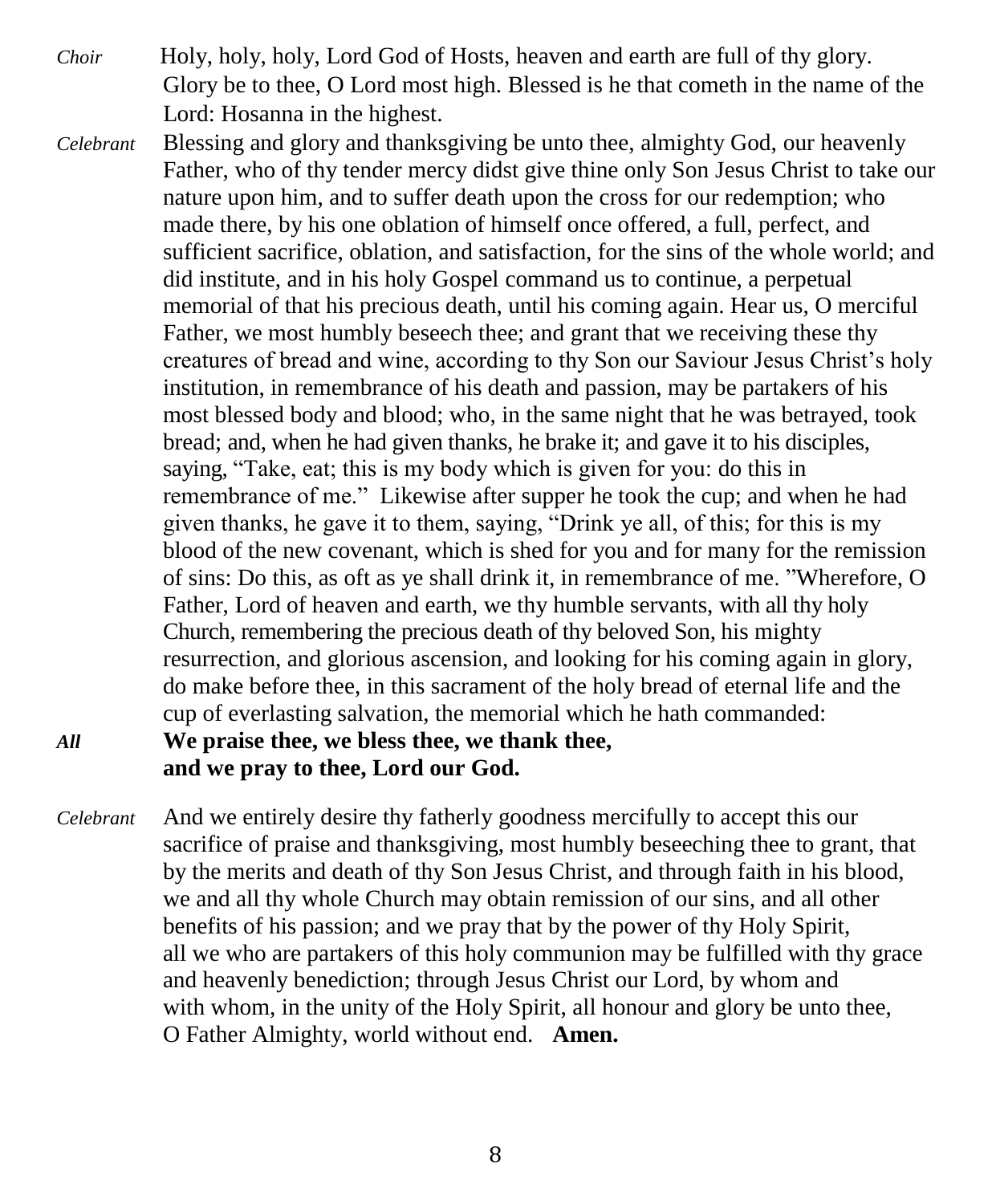*Choir* Holy, holy, holy, Lord God of Hosts, heaven and earth are full of thy glory. Glory be to thee, O Lord most high. Blessed is he that cometh in the name of the Lord: Hosanna in the highest.

*Celebrant* Blessing and glory and thanksgiving be unto thee, almighty God, our heavenly Father, who of thy tender mercy didst give thine only Son Jesus Christ to take our nature upon him, and to suffer death upon the cross for our redemption; who made there, by his one oblation of himself once offered, a full, perfect, and sufficient sacrifice, oblation, and satisfaction, for the sins of the whole world; and did institute, and in his holy Gospel command us to continue, a perpetual memorial of that his precious death, until his coming again. Hear us, O merciful Father, we most humbly beseech thee; and grant that we receiving these thy creatures of bread and wine, according to thy Son our Saviour Jesus Christ's holy institution, in remembrance of his death and passion, may be partakers of his most blessed body and blood; who, in the same night that he was betrayed, took bread; and, when he had given thanks, he brake it; and gave it to his disciples, saying, "Take, eat; this is my body which is given for you: do this in remembrance of me." Likewise after supper he took the cup; and when he had given thanks, he gave it to them, saying, "Drink ye all, of this; for this is my blood of the new covenant, which is shed for you and for many for the remission of sins: Do this, as oft as ye shall drink it, in remembrance of me. "Wherefore, O Father, Lord of heaven and earth, we thy humble servants, with all thy holy Church, remembering the precious death of thy beloved Son, his mighty resurrection, and glorious ascension, and looking for his coming again in glory, do make before thee, in this sacrament of the holy bread of eternal life and the cup of everlasting salvation, the memorial which he hath commanded:

***All*** **We praise thee, we bless thee, we thank thee,**
**and we pray to thee, Lord our God.**

*Celebrant* And we entirely desire thy fatherly goodness mercifully to accept this our sacrifice of praise and thanksgiving, most humbly beseeching thee to grant, that by the merits and death of thy Son Jesus Christ, and through faith in his blood, we and all thy whole Church may obtain remission of our sins, and all other benefits of his passion; and we pray that by the power of thy Holy Spirit, all we who are partakers of this holy communion may be fulfilled with thy grace and heavenly benediction; through Jesus Christ our Lord, by whom and with whom, in the unity of the Holy Spirit, all honour and glory be unto thee, O Father Almighty, world without end. **Amen.**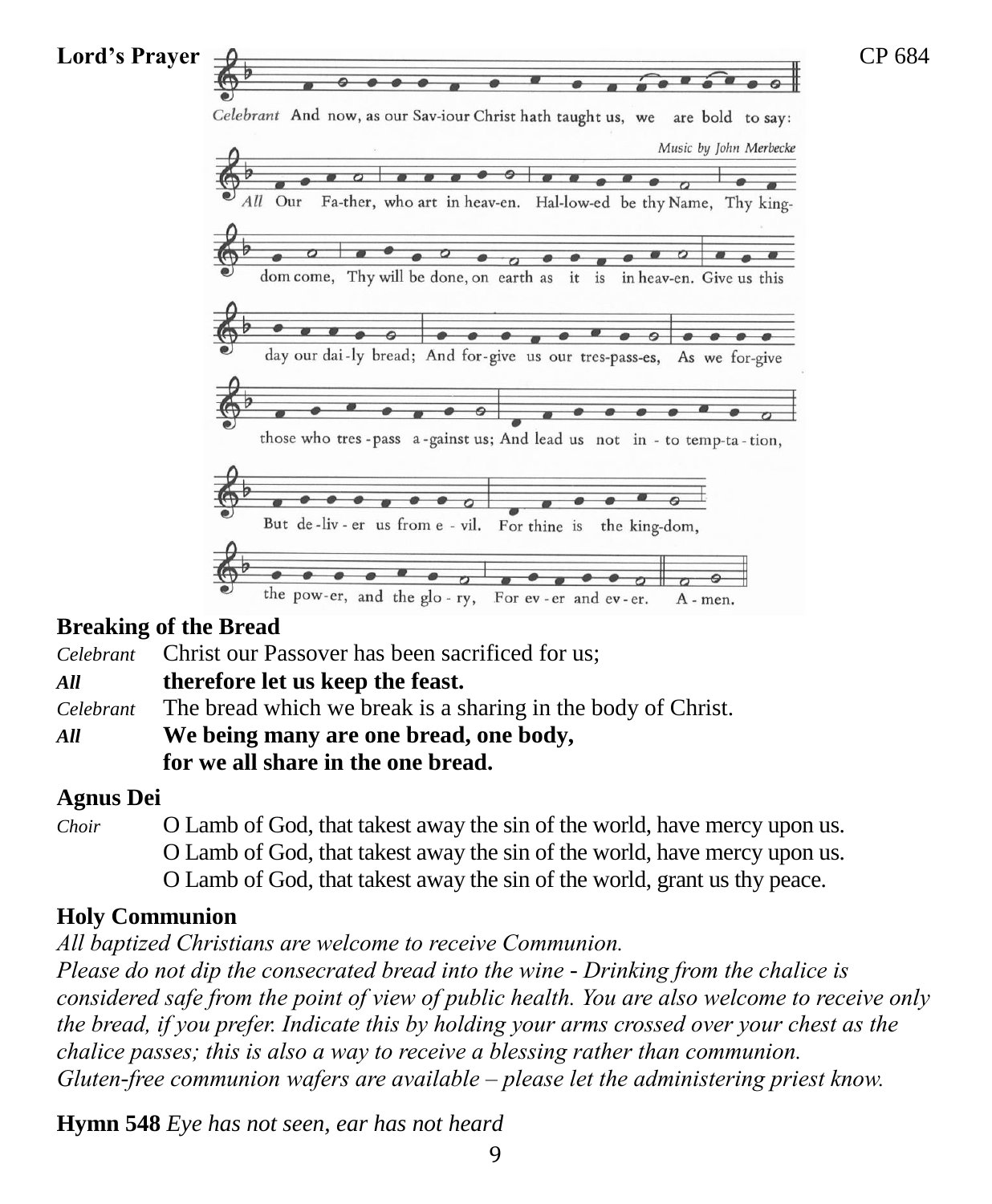**Lord's Prayer** CP 684

*Celebrant* And now, as our Saviour Christ hath taught us, we are bold to say:

*Music by John Merbecke*

*All* Our Father, who art in heaven. Hallowed be thy Name, Thy kingdom come, Thy will be done, on earth as it is in heaven. Give us this day our daily bread; And forgive us our trespasses, As we forgive those who trespass against us; And lead us not into temptation, But deliver us from evil. For thine is the kingdom, the power, and the glory, For ever and ever. Amen.

**Breaking of the Bread**

*Celebrant* Christ our Passover has been sacrificed for us;

***All*** **therefore let us keep the feast.**

*Celebrant* The bread which we break is a sharing in the body of Christ.

***All*** **We being many are one bread, one body,**
**for we all share in the one bread.**

**Agnus Dei**

*Choir* O Lamb of God, that takest away the sin of the world, have mercy upon us.
O Lamb of God, that takest away the sin of the world, have mercy upon us.
O Lamb of God, that takest away the sin of the world, grant us thy peace.

**Holy Communion**

*All baptized Christians are welcome to receive Communion.*
*Please do not dip the consecrated bread into the wine - Drinking from the chalice is considered safe from the point of view of public health. You are also welcome to receive only the bread, if you prefer. Indicate this by holding your arms crossed over your chest as the chalice passes; this is also a way to receive a blessing rather than communion.*
*Gluten-free communion wafers are available – please let the administering priest know.*

**Hymn 548** *Eye has not seen, ear has not heard*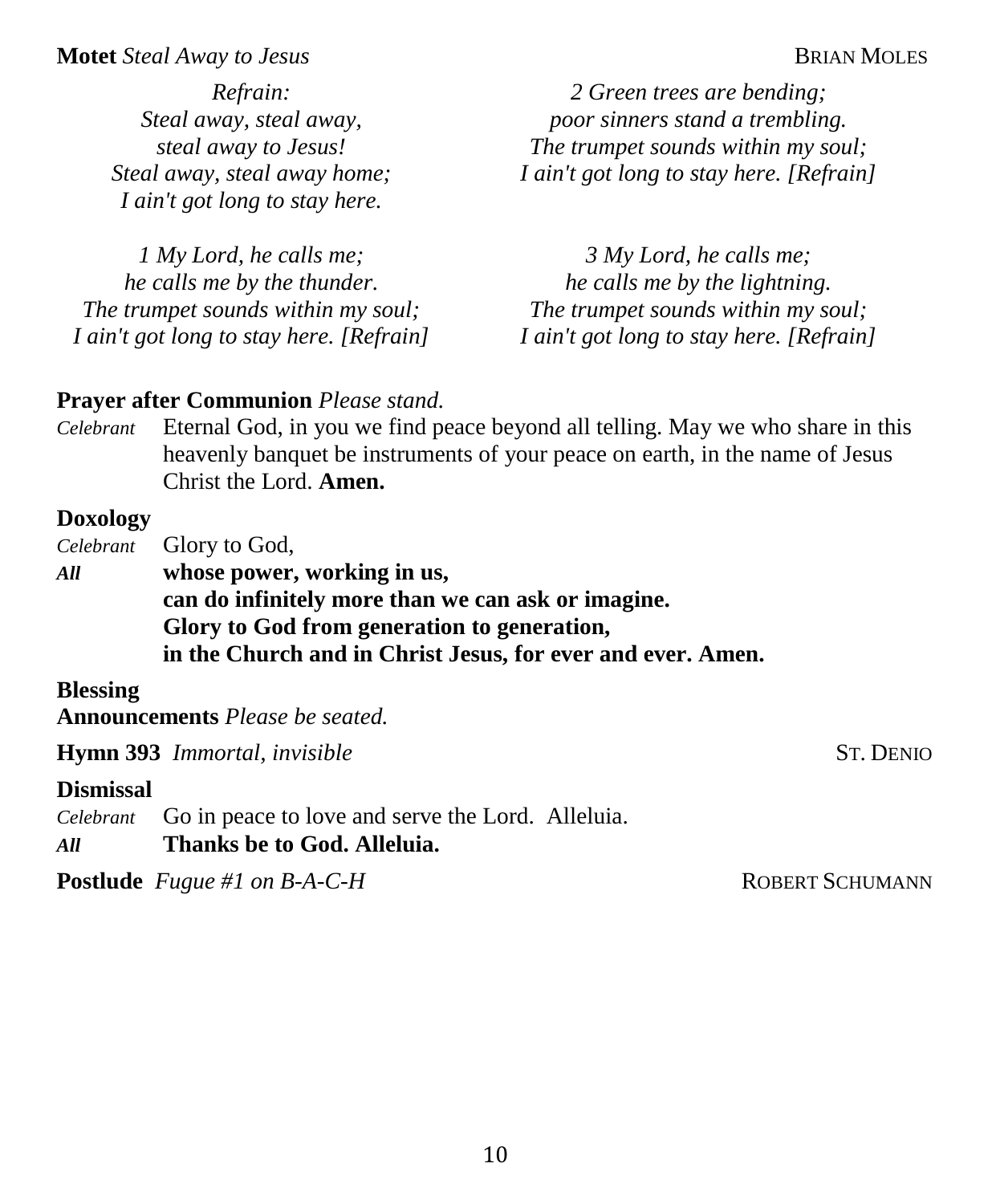**Motet** *Steal Away to Jesus* BRIAN MOLES

*Refrain:*
*Steal away, steal away,*
*steal away to Jesus!*
*Steal away, steal away home;*
*I ain't got long to stay here.*

*1 My Lord, he calls me;*
*he calls me by the thunder.*
*The trumpet sounds within my soul;*
*I ain't got long to stay here. [Refrain]*

*2 Green trees are bending;*
*poor sinners stand a trembling.*
*The trumpet sounds within my soul;*
*I ain't got long to stay here. [Refrain]*

*3 My Lord, he calls me;*
*he calls me by the lightning.*
*The trumpet sounds within my soul;*
*I ain't got long to stay here. [Refrain]*

**Prayer after Communion** *Please stand.*

*Celebrant* Eternal God, in you we find peace beyond all telling. May we who share in this heavenly banquet be instruments of your peace on earth, in the name of Jesus Christ the Lord. **Amen.**

**Doxology**

*Celebrant* Glory to God,

***All*** **whose power, working in us,**
**can do infinitely more than we can ask or imagine.**
**Glory to God from generation to generation,**
**in the Church and in Christ Jesus, for ever and ever. Amen.**

**Blessing**

**Announcements** *Please be seated.*

**Hymn 393** *Immortal, invisible* ST. DENIO

**Dismissal**

*Celebrant* Go in peace to love and serve the Lord. Alleluia.

***All*** **Thanks be to God. Alleluia.**

**Postlude** *Fugue #1 on B-A-C-H* ROBERT SCHUMANN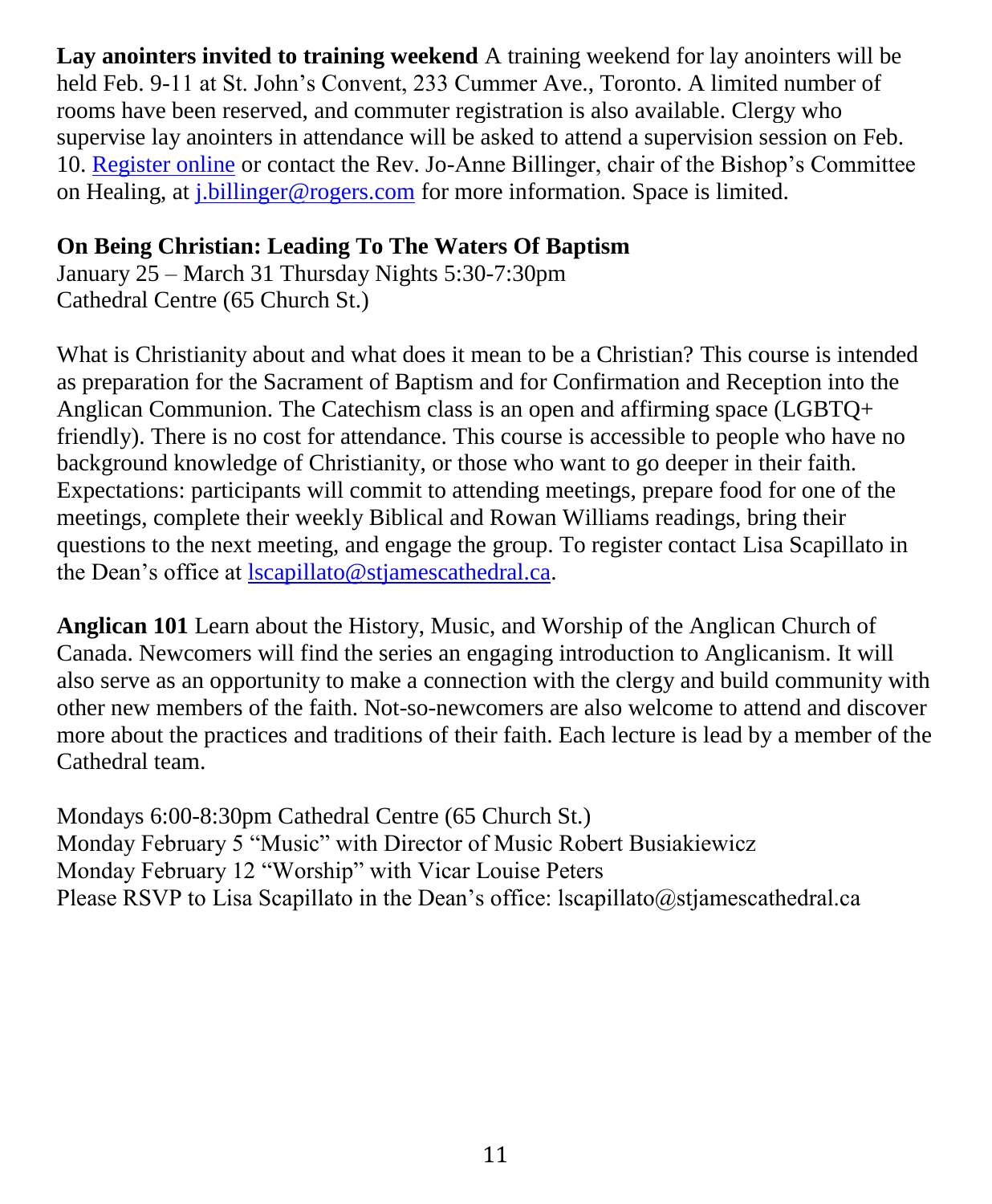**Lay anointers invited to training weekend** A training weekend for lay anointers will be held Feb. 9-11 at St. John's Convent, 233 Cummer Ave., Toronto. A limited number of rooms have been reserved, and commuter registration is also available. Clergy who supervise lay anointers in attendance will be asked to attend a supervision session on Feb. 10. Register online or contact the Rev. Jo-Anne Billinger, chair of the Bishop's Committee on Healing, at j.billinger@rogers.com for more information. Space is limited.

**On Being Christian: Leading To The Waters Of Baptism**
January 25 – March 31 Thursday Nights 5:30-7:30pm
Cathedral Centre (65 Church St.)

What is Christianity about and what does it mean to be a Christian? This course is intended as preparation for the Sacrament of Baptism and for Confirmation and Reception into the Anglican Communion. The Catechism class is an open and affirming space (LGBTQ+ friendly). There is no cost for attendance. This course is accessible to people who have no background knowledge of Christianity, or those who want to go deeper in their faith. Expectations: participants will commit to attending meetings, prepare food for one of the meetings, complete their weekly Biblical and Rowan Williams readings, bring their questions to the next meeting, and engage the group. To register contact Lisa Scapillato in the Dean's office at lscapillato@stjamescathedral.ca.

**Anglican 101** Learn about the History, Music, and Worship of the Anglican Church of Canada. Newcomers will find the series an engaging introduction to Anglicanism. It will also serve as an opportunity to make a connection with the clergy and build community with other new members of the faith. Not-so-newcomers are also welcome to attend and discover more about the practices and traditions of their faith. Each lecture is lead by a member of the Cathedral team.

Mondays 6:00-8:30pm Cathedral Centre (65 Church St.)
Monday February 5 "Music" with Director of Music Robert Busiakiewicz
Monday February 12 "Worship" with Vicar Louise Peters
Please RSVP to Lisa Scapillato in the Dean's office: lscapillato@stjamescathedral.ca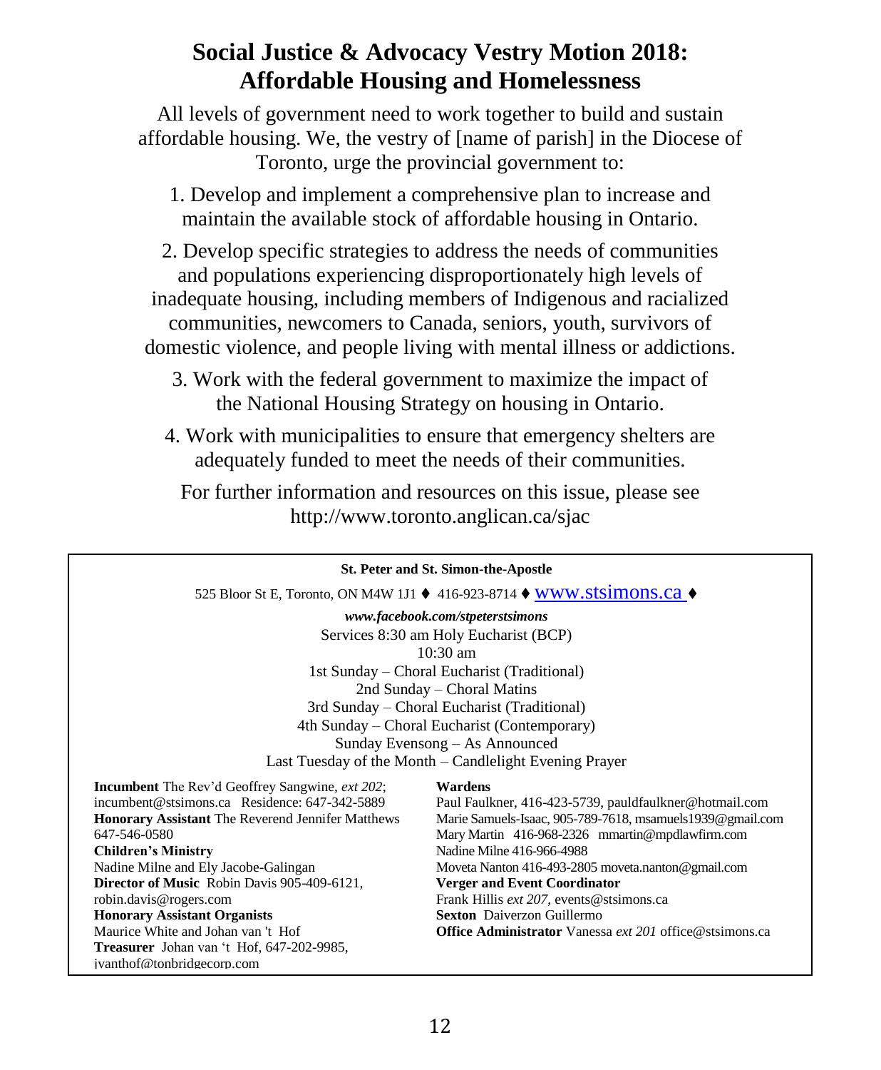# Social Justice & Advocacy Vestry Motion 2018: Affordable Housing and Homelessness

All levels of government need to work together to build and sustain affordable housing. We, the vestry of [name of parish] in the Diocese of Toronto, urge the provincial government to:

1. Develop and implement a comprehensive plan to increase and maintain the available stock of affordable housing in Ontario.

2. Develop specific strategies to address the needs of communities and populations experiencing disproportionately high levels of inadequate housing, including members of Indigenous and racialized communities, newcomers to Canada, seniors, youth, survivors of domestic violence, and people living with mental illness or addictions.

3. Work with the federal government to maximize the impact of the National Housing Strategy on housing in Ontario.

4. Work with municipalities to ensure that emergency shelters are adequately funded to meet the needs of their communities.

For further information and resources on this issue, please see http://www.toronto.anglican.ca/sjac

---

**St. Peter and St. Simon-the-Apostle**

525 Bloor St E, Toronto, ON M4W 1J1 ♦ 416-923-8714 ♦ www.stsimons.ca ♦

***www.facebook.com/stpeterstsimons***

Services 8:30 am Holy Eucharist (BCP)
10:30 am
1st Sunday – Choral Eucharist (Traditional)
2nd Sunday – Choral Matins
3rd Sunday – Choral Eucharist (Traditional)
4th Sunday – Choral Eucharist (Contemporary)
Sunday Evensong – As Announced
Last Tuesday of the Month – Candlelight Evening Prayer

**Incumbent** The Rev'd Geoffrey Sangwine, *ext 202*; incumbent@stsimons.ca Residence: 647-342-5889
**Honorary Assistant** The Reverend Jennifer Matthews 647-546-0580
**Children's Ministry**
Nadine Milne and Ely Jacobe-Galingan
**Director of Music** Robin Davis 905-409-6121, robin.davis@rogers.com
**Honorary Assistant Organists**
Maurice White and Johan van 't Hof
**Treasurer** Johan van 't Hof, 647-202-9985, jvanthof@tonbridgecorp.com

**Wardens**
Paul Faulkner, 416-423-5739, pauldfaulkner@hotmail.com
Marie Samuels-Isaac, 905-789-7618, msamuels1939@gmail.com
Mary Martin 416-968-2326 mmartin@mpdlawfirm.com
Nadine Milne 416-966-4988
Moveta Nanton 416-493-2805 moveta.nanton@gmail.com
**Verger and Event Coordinator**
Frank Hillis *ext 207*, events@stsimons.ca
**Sexton** Daiverzon Guillermo
**Office Administrator** Vanessa *ext 201* office@stsimons.ca